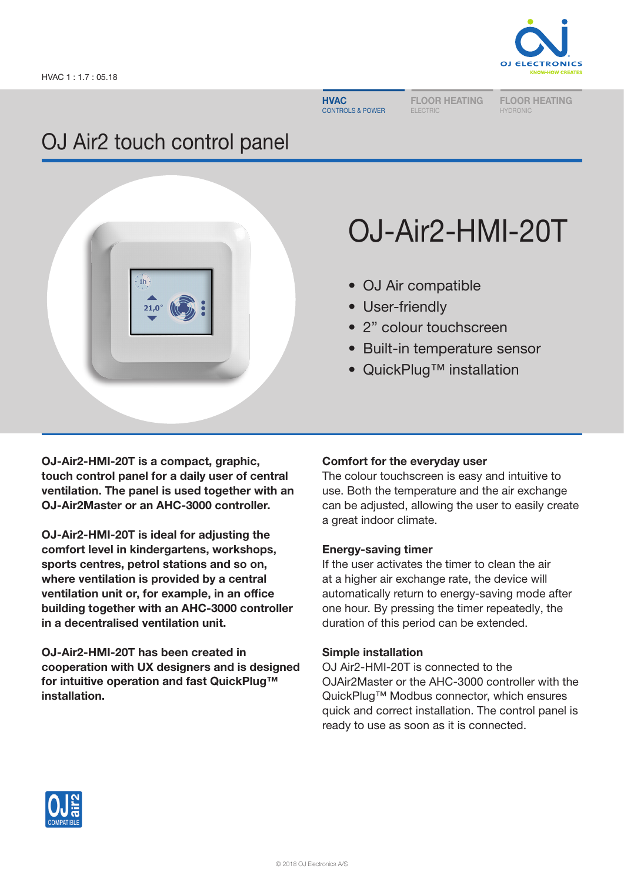HVAC 1 : 1.7 : 05.18

**HVAC** CONTROLS & POWER | FLOOR HEATING ELECTRIC | FLOOR HEATING HYDRONIC

# OJ Air2 touch control panel

## OJ-Air2-HMI-20T

- OJ Air compatible
- User-friendly
- 2” colour touchscreen
- Built-in temperature sensor
- QuickPlug™ installation

**OJ-Air2-HMI-20T is a compact, graphic, touch control panel for a daily user of central ventilation. The panel is used together with an OJ-Air2Master or an AHC-3000 controller.**

**OJ-Air2-HMI-20T is ideal for adjusting the comfort level in kindergartens, workshops, sports centres, petrol stations and so on, where ventilation is provided by a central ventilation unit or, for example, in an office building together with an AHC-3000 controller in a decentralised ventilation unit.**

**OJ-Air2-HMI-20T has been created in cooperation with UX designers and is designed for intuitive operation and fast QuickPlug™ installation.**

### Comfort for the everyday user

The colour touchscreen is easy and intuitive to use. Both the temperature and the air exchange can be adjusted, allowing the user to easily create a great indoor climate.

### Energy-saving timer

If the user activates the timer to clean the air at a higher air exchange rate, the device will automatically return to energy-saving mode after one hour. By pressing the timer repeatedly, the duration of this period can be extended.

### Simple installation

OJ Air2-HMI-20T is connected to the OJAir2Master or the AHC-3000 controller with the QuickPlug™ Modbus connector, which ensures quick and correct installation. The control panel is ready to use as soon as it is connected.

© 2018 OJ Electronics A/S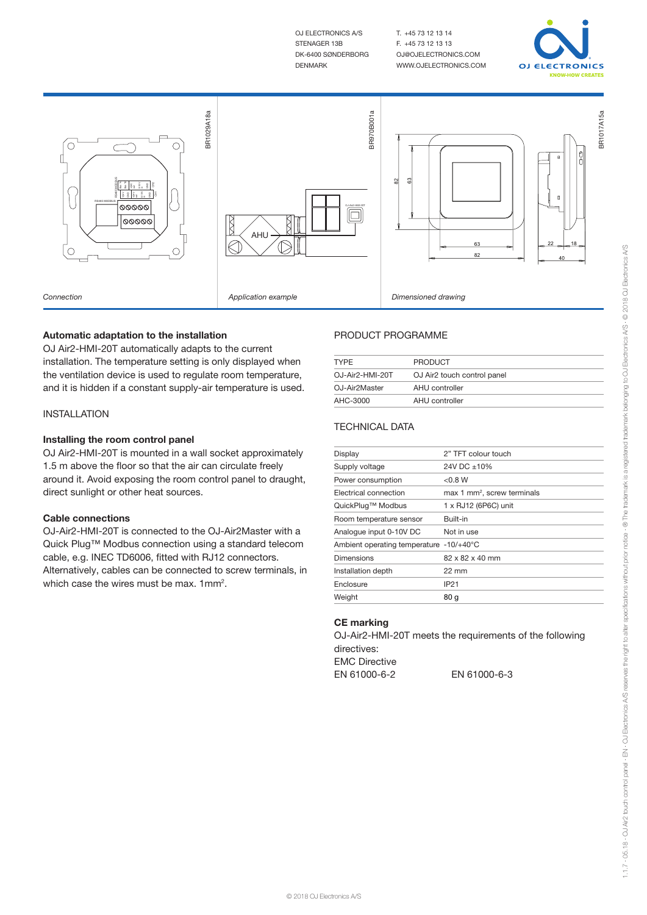Connection

*Application example*

*Dimensioned drawing*

**Automatic adaptation to the installation**

OJ Air2-HMI-20T automatically adapts to the current installation. The temperature setting is only displayed when the ventilation device is used to regulate room temperature, and it is hidden if a constant supply-air temperature is used.

INSTALLATION

**Installing the room control panel**

OJ Air2-HMI-20T is mounted in a wall socket approximately 1.5 m above the floor so that the air can circulate freely around it. Avoid exposing the room control panel to draught, direct sunlight or other heat sources.

**Cable connections**

OJ-Air2-HMI-20T is connected to the OJ-Air2Master with a Quick Plug™ Modbus connection using a standard telecom cable, e.g. INEC TD6006, fitted with RJ12 connectors. Alternatively, cables can be connected to screw terminals, in which case the wires must be max. 1mm².

PRODUCT PROGRAMME

| TYPE | PRODUCT |
|---|---|
| OJ-Air2-HMI-20T | OJ Air2 touch control panel |
| OJ-Air2Master | AHU controller |
| AHC-3000 | AHU controller |

TECHNICAL DATA

| | |
|---|---|
| Display | 2" TFT colour touch |
| Supply voltage | 24V DC ±10% |
| Power consumption | <0.8 W |
| Electrical connection | max 1 mm², screw terminals |
| QuickPlug™ Modbus | 1 x RJ12 (6P6C) unit |
| Room temperature sensor | Built-in |
| Analogue input 0-10V DC | Not in use |
| Ambient operating temperature | -10/+40°C |
| Dimensions | 82 x 82 x 40 mm |
| Installation depth | 22 mm |
| Enclosure | IP21 |
| Weight | 80 g |

**CE marking**

OJ-Air2-HMI-20T meets the requirements of the following directives:

EMC Directive

EN 61000-6-2 EN 61000-6-3